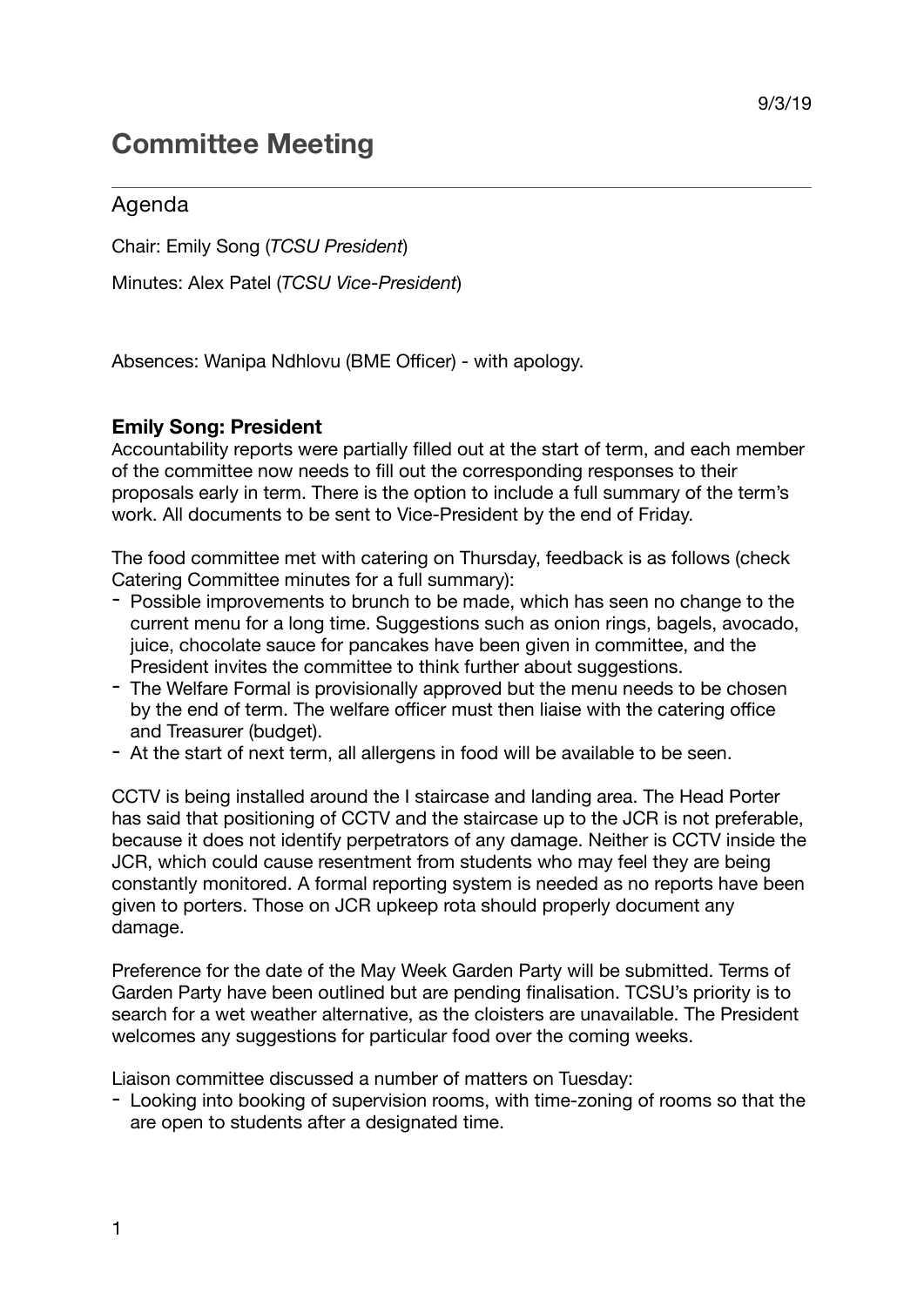9/3/19

# Committee Meeting

## Agenda

Chair: Emily Song (*TCSU President*)

Minutes: Alex Patel (*TCSU Vice-President*)

Absences: Wanipa Ndhlovu (BME Officer) - with apology.

### Emily Song: President

Accountability reports were partially filled out at the start of term, and each member of the committee now needs to fill out the corresponding responses to their proposals early in term. There is the option to include a full summary of the term's work. All documents to be sent to Vice-President by the end of Friday.

The food committee met with catering on Thursday, feedback is as follows (check Catering Committee minutes for a full summary):

- Possible improvements to brunch to be made, which has seen no change to the current menu for a long time. Suggestions such as onion rings, bagels, avocado, juice, chocolate sauce for pancakes have been given in committee, and the President invites the committee to think further about suggestions.
- The Welfare Formal is provisionally approved but the menu needs to be chosen by the end of term. The welfare officer must then liaise with the catering office and Treasurer (budget).
- At the start of next term, all allergens in food will be available to be seen.

CCTV is being installed around the I staircase and landing area. The Head Porter has said that positioning of CCTV and the staircase up to the JCR is not preferable, because it does not identify perpetrators of any damage. Neither is CCTV inside the JCR, which could cause resentment from students who may feel they are being constantly monitored. A formal reporting system is needed as no reports have been given to porters. Those on JCR upkeep rota should properly document any damage.

Preference for the date of the May Week Garden Party will be submitted. Terms of Garden Party have been outlined but are pending finalisation. TCSU's priority is to search for a wet weather alternative, as the cloisters are unavailable. The President welcomes any suggestions for particular food over the coming weeks.

Liaison committee discussed a number of matters on Tuesday:

- Looking into booking of supervision rooms, with time-zoning of rooms so that the are open to students after a designated time.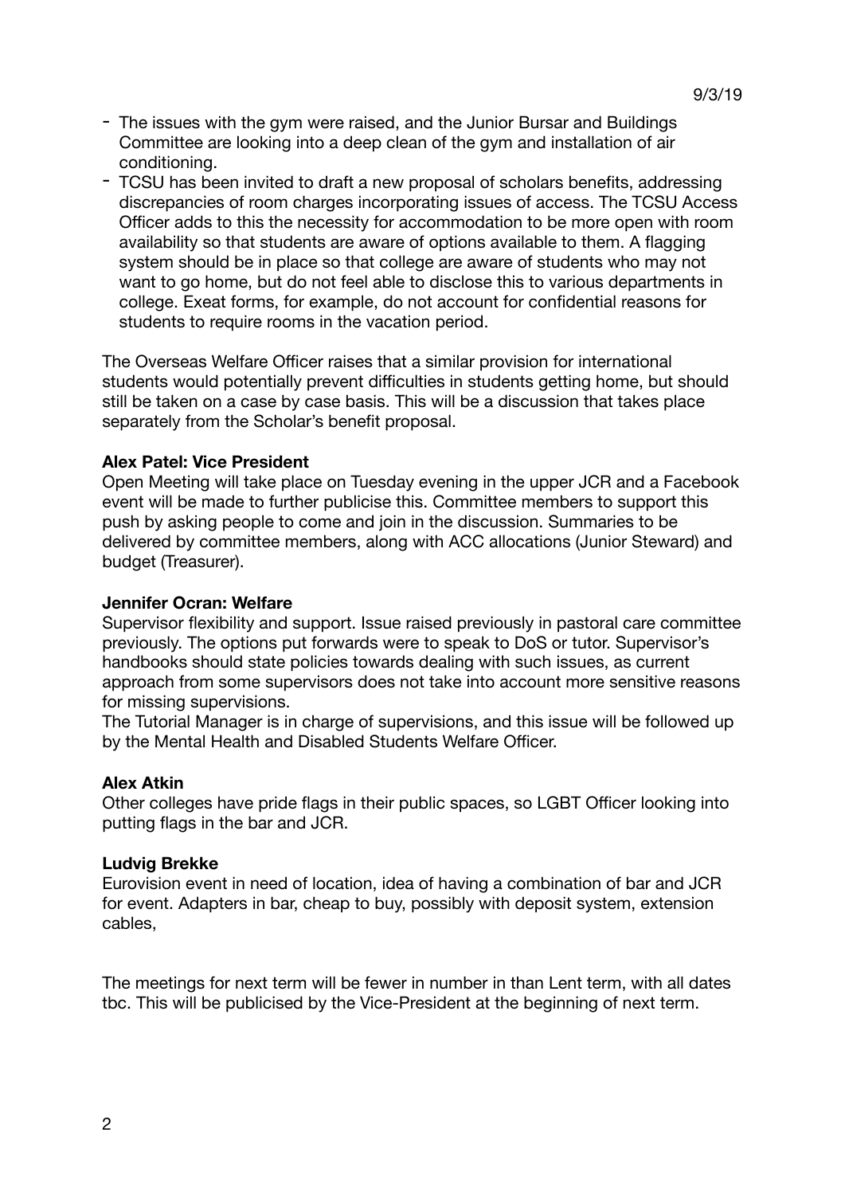9/3/19

- The issues with the gym were raised, and the Junior Bursar and Buildings Committee are looking into a deep clean of the gym and installation of air conditioning.
- TCSU has been invited to draft a new proposal of scholars benefits, addressing discrepancies of room charges incorporating issues of access. The TCSU Access Officer adds to this the necessity for accommodation to be more open with room availability so that students are aware of options available to them. A flagging system should be in place so that college are aware of students who may not want to go home, but do not feel able to disclose this to various departments in college. Exeat forms, for example, do not account for confidential reasons for students to require rooms in the vacation period.

The Overseas Welfare Officer raises that a similar provision for international students would potentially prevent difficulties in students getting home, but should still be taken on a case by case basis. This will be a discussion that takes place separately from the Scholar's benefit proposal.

**Alex Patel: Vice President**

Open Meeting will take place on Tuesday evening in the upper JCR and a Facebook event will be made to further publicise this. Committee members to support this push by asking people to come and join in the discussion. Summaries to be delivered by committee members, along with ACC allocations (Junior Steward) and budget (Treasurer).

**Jennifer Ocran: Welfare**

Supervisor flexibility and support. Issue raised previously in pastoral care committee previously. The options put forwards were to speak to DoS or tutor. Supervisor's handbooks should state policies towards dealing with such issues, as current approach from some supervisors does not take into account more sensitive reasons for missing supervisions.

The Tutorial Manager is in charge of supervisions, and this issue will be followed up by the Mental Health and Disabled Students Welfare Officer.

**Alex Atkin**

Other colleges have pride flags in their public spaces, so LGBT Officer looking into putting flags in the bar and JCR.

**Ludvig Brekke**

Eurovision event in need of location, idea of having a combination of bar and JCR for event. Adapters in bar, cheap to buy, possibly with deposit system, extension cables,

The meetings for next term will be fewer in number in than Lent term, with all dates tbc. This will be publicised by the Vice-President at the beginning of next term.